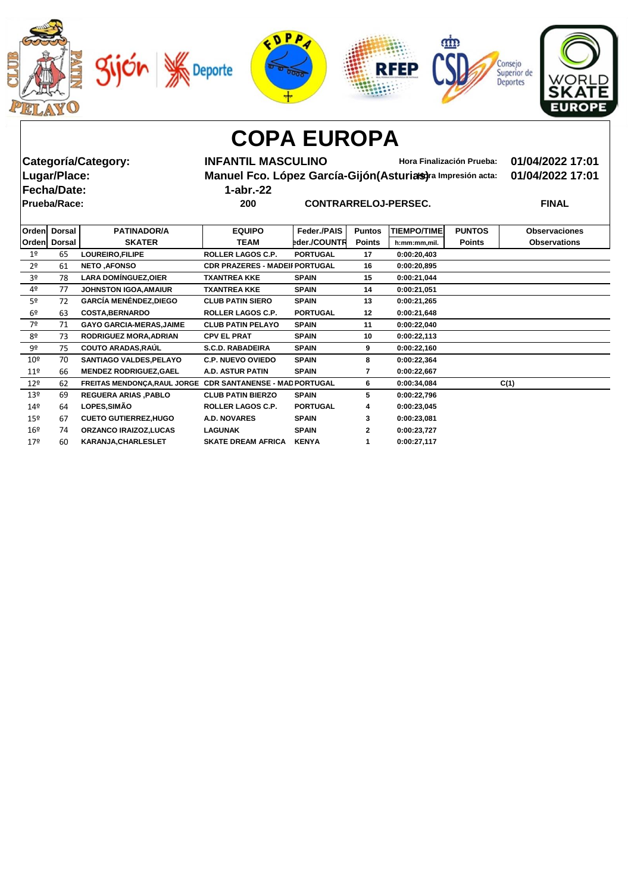# COPA EUROPA

| | | | |
|---|---|---|---|
| **Categoría/Category:** | **INFANTIL MASCULINO** | Hora Finalización Prueba: | **01/04/2022 17:01** |
| **Lugar/Place:** | **Manuel Fco. López García-Gijón(Asturias)** | Hora Impresión acta: | **01/04/2022 17:01** |
| **Fecha/Date:** | **1-abr.-22** | | |
| **Prueba/Race:** | **200** | **CONTRARRELOJ-PERSEC.** | **FINAL** |

| Orden<br>Orden | Dorsal<br>Dorsal | PATINADOR/A<br>SKATER | EQUIPO<br>TEAM | Feder./PAIS<br>Feder./COUNTR | Puntos<br>Points | TIEMPO/TIME<br>h:mm:mm,mil. | PUNTOS<br>Points | Observaciones<br>Observations |
|---|---|---|---|---|---|---|---|---|
| 1º | 65 | LOUREIRO,FILIPE | ROLLER LAGOS C.P. | PORTUGAL | 17 | 0:00:20,403 | | |
| 2º | 61 | NETO ,AFONSO | CDR PRAZERES - MADEIRA | PORTUGAL | 16 | 0:00:20,895 | | |
| 3º | 78 | LARA DOMÍNGUEZ,OIER | TXANTREA KKE | SPAIN | 15 | 0:00:21,044 | | |
| 4º | 77 | JOHNSTON IGOA,AMAIUR | TXANTREA KKE | SPAIN | 14 | 0:00:21,051 | | |
| 5º | 72 | GARCÍA MENÉNDEZ,DIEGO | CLUB PATIN SIERO | SPAIN | 13 | 0:00:21,265 | | |
| 6º | 63 | COSTA,BERNARDO | ROLLER LAGOS C.P. | PORTUGAL | 12 | 0:00:21,648 | | |
| 7º | 71 | GAYO GARCIA-MERAS,JAIME | CLUB PATIN PELAYO | SPAIN | 11 | 0:00:22,040 | | |
| 8º | 73 | RODRIGUEZ MORA,ADRIAN | CPV EL PRAT | SPAIN | 10 | 0:00:22,113 | | |
| 9º | 75 | COUTO ARADAS,RAÚL | S.C.D. RABADEIRA | SPAIN | 9 | 0:00:22,160 | | |
| 10º | 70 | SANTIAGO VALDES,PELAYO | C.P. NUEVO OVIEDO | SPAIN | 8 | 0:00:22,364 | | |
| 11º | 66 | MENDEZ RODRIGUEZ,GAEL | A.D. ASTUR PATIN | SPAIN | 7 | 0:00:22,667 | | |
| 12º | 62 | FREITAS MENDONÇA,RAUL JORGE | CDR SANTANENSE - MAD | PORTUGAL | 6 | 0:00:34,084 | | C(1) |
| 13º | 69 | REGUERA ARIAS ,PABLO | CLUB PATIN BIERZO | SPAIN | 5 | 0:00:22,796 | | |
| 14º | 64 | LOPES,SIMÃO | ROLLER LAGOS C.P. | PORTUGAL | 4 | 0:00:23,045 | | |
| 15º | 67 | CUETO GUTIERREZ,HUGO | A.D. NOVARES | SPAIN | 3 | 0:00:23,081 | | |
| 16º | 74 | ORZANCO IRAIZOZ,LUCAS | LAGUNAK | SPAIN | 2 | 0:00:23,727 | | |
| 17º | 60 | KARANJA,CHARLESLET | SKATE DREAM AFRICA | KENYA | 1 | 0:00:27,117 | | |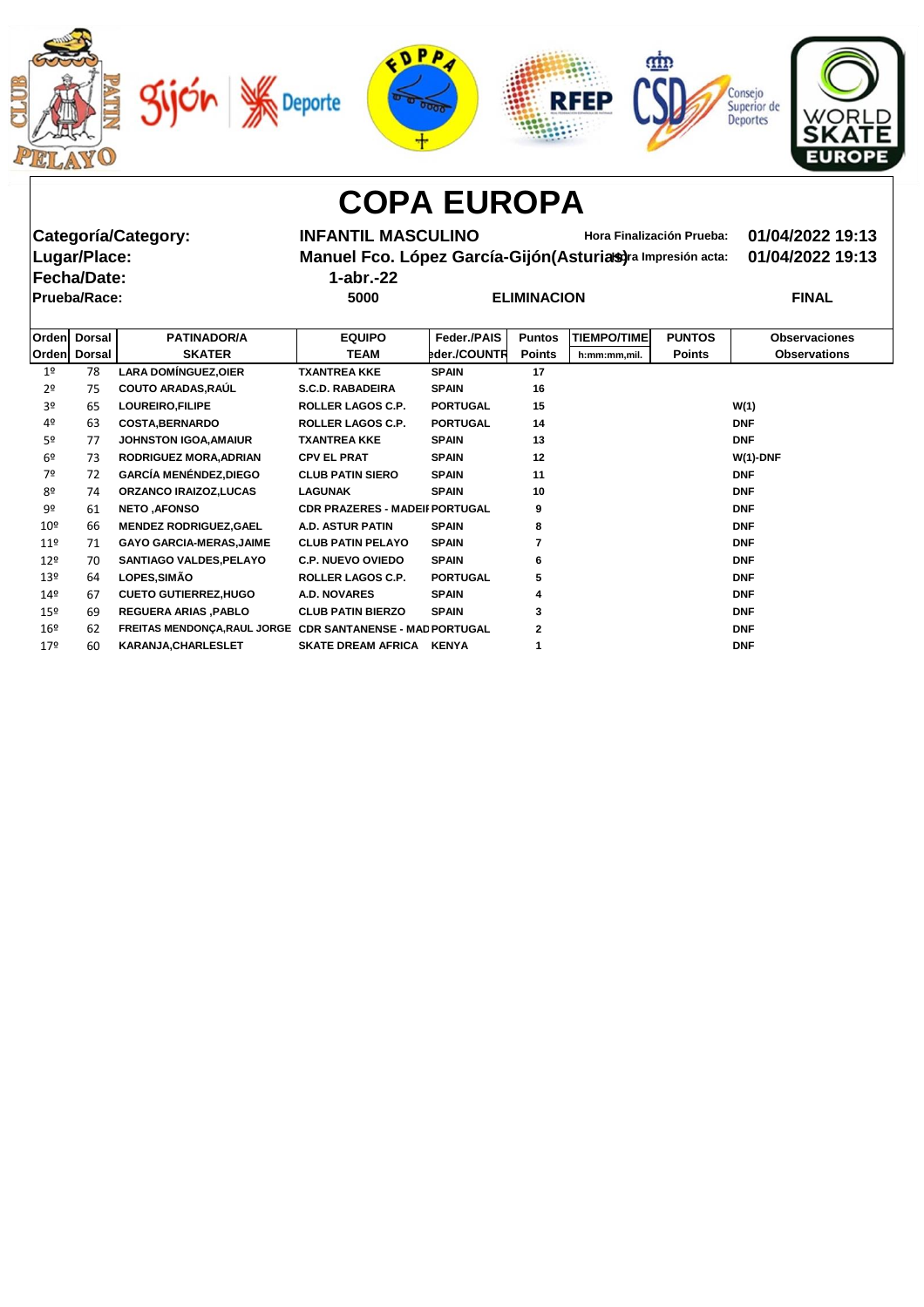# COPA EUROPA

**Categoría/Category:** INFANTIL MASCULINO — Hora Finalización Prueba: 01/04/2022 19:13

**Lugar/Place:** Manuel Fco. López García-Gijón(Asturias) — Hora Impresión acta: 01/04/2022 19:13

**Fecha/Date:** 1-abr.-22

**Prueba/Race:** 5000 — ELIMINACION — FINAL

| Orden | Dorsal | PATINADOR/A | EQUIPO | Feder./PAIS | Puntos | TIEMPO/TIME | PUNTOS | Observaciones |
|---|---|---|---|---|---|---|---|---|
| Orden | Dorsal | SKATER | TEAM | Feder./COUNTR | Points | h:mm:mm,mil. | Points | Observations |
| 1º | 78 | LARA DOMÍNGUEZ,OIER | TXANTREA KKE | SPAIN | 17 | | | |
| 2º | 75 | COUTO ARADAS,RAÚL | S.C.D. RABADEIRA | SPAIN | 16 | | | |
| 3º | 65 | LOUREIRO,FILIPE | ROLLER LAGOS C.P. | PORTUGAL | 15 | | | W(1) |
| 4º | 63 | COSTA,BERNARDO | ROLLER LAGOS C.P. | PORTUGAL | 14 | | | DNF |
| 5º | 77 | JOHNSTON IGOA,AMAIUR | TXANTREA KKE | SPAIN | 13 | | | DNF |
| 6º | 73 | RODRIGUEZ MORA,ADRIAN | CPV EL PRAT | SPAIN | 12 | | | W(1)-DNF |
| 7º | 72 | GARCÍA MENÉNDEZ,DIEGO | CLUB PATIN SIERO | SPAIN | 11 | | | DNF |
| 8º | 74 | ORZANCO IRAIZOZ,LUCAS | LAGUNAK | SPAIN | 10 | | | DNF |
| 9º | 61 | NETO ,AFONSO | CDR PRAZERES - MADEII | PORTUGAL | 9 | | | DNF |
| 10º | 66 | MENDEZ RODRIGUEZ,GAEL | A.D. ASTUR PATIN | SPAIN | 8 | | | DNF |
| 11º | 71 | GAYO GARCIA-MERAS,JAIME | CLUB PATIN PELAYO | SPAIN | 7 | | | DNF |
| 12º | 70 | SANTIAGO VALDES,PELAYO | C.P. NUEVO OVIEDO | SPAIN | 6 | | | DNF |
| 13º | 64 | LOPES,SIMÃO | ROLLER LAGOS C.P. | PORTUGAL | 5 | | | DNF |
| 14º | 67 | CUETO GUTIERREZ,HUGO | A.D. NOVARES | SPAIN | 4 | | | DNF |
| 15º | 69 | REGUERA ARIAS ,PABLO | CLUB PATIN BIERZO | SPAIN | 3 | | | DNF |
| 16º | 62 | FREITAS MENDONÇA,RAUL JORGE | CDR SANTANENSE - MAD | PORTUGAL | 2 | | | DNF |
| 17º | 60 | KARANJA,CHARLESLET | SKATE DREAM AFRICA | KENYA | 1 | | | DNF |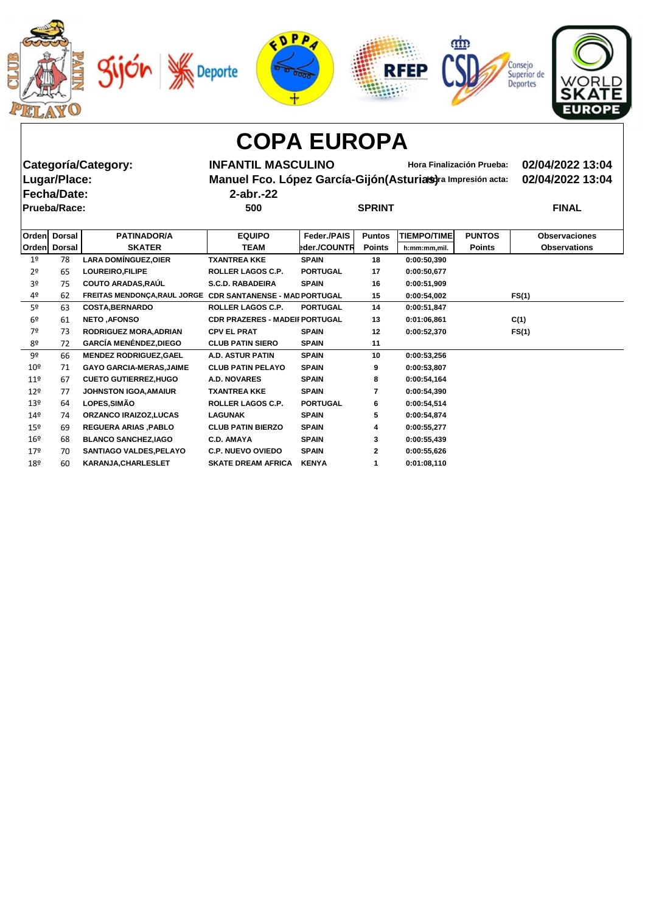# COPA EUROPA

**Categoría/Category:** INFANTIL MASCULINO
**Hora Finalización Prueba:** 02/04/2022 13:04
**Lugar/Place:** Manuel Fco. López García-Gijón(Asturias)
**Hora Impresión acta:** 02/04/2022 13:04
**Fecha/Date:** 2-abr.-22
**Prueba/Race:** 500 SPRINT FINAL

| Orden | Dorsal | PATINADOR/A | EQUIPO | Feder./PAIS | Puntos | TIEMPO/TIME | PUNTOS | Observaciones |
|---|---|---|---|---|---|---|---|---|
| Orden | Dorsal | SKATER | TEAM | eder./COUNTR | Points | h:mm:mm,mil. | Points | Observations |
| 1º | 78 | LARA DOMÍNGUEZ,OIER | TXANTREA KKE | SPAIN | 18 | 0:00:50,390 | | |
| 2º | 65 | LOUREIRO,FILIPE | ROLLER LAGOS C.P. | PORTUGAL | 17 | 0:00:50,677 | | |
| 3º | 75 | COUTO ARADAS,RAÚL | S.C.D. RABADEIRA | SPAIN | 16 | 0:00:51,909 | | |
| 4º | 62 | FREITAS MENDONÇA,RAUL JORGE | CDR SANTANENSE - MAD | PORTUGAL | 15 | 0:00:54,002 | | FS(1) |
| 5º | 63 | COSTA,BERNARDO | ROLLER LAGOS C.P. | PORTUGAL | 14 | 0:00:51,847 | | |
| 6º | 61 | NETO ,AFONSO | CDR PRAZERES - MADEIR | PORTUGAL | 13 | 0:01:06,861 | | C(1) |
| 7º | 73 | RODRIGUEZ MORA,ADRIAN | CPV EL PRAT | SPAIN | 12 | 0:00:52,370 | | FS(1) |
| 8º | 72 | GARCÍA MENÉNDEZ,DIEGO | CLUB PATIN SIERO | SPAIN | 11 | | | |
| 9º | 66 | MENDEZ RODRIGUEZ,GAEL | A.D. ASTUR PATIN | SPAIN | 10 | 0:00:53,256 | | |
| 10º | 71 | GAYO GARCIA-MERAS,JAIME | CLUB PATIN PELAYO | SPAIN | 9 | 0:00:53,807 | | |
| 11º | 67 | CUETO GUTIERREZ,HUGO | A.D. NOVARES | SPAIN | 8 | 0:00:54,164 | | |
| 12º | 77 | JOHNSTON IGOA,AMAIUR | TXANTREA KKE | SPAIN | 7 | 0:00:54,390 | | |
| 13º | 64 | LOPES,SIMÃO | ROLLER LAGOS C.P. | PORTUGAL | 6 | 0:00:54,514 | | |
| 14º | 74 | ORZANCO IRAIZOZ,LUCAS | LAGUNAK | SPAIN | 5 | 0:00:54,874 | | |
| 15º | 69 | REGUERA ARIAS ,PABLO | CLUB PATIN BIERZO | SPAIN | 4 | 0:00:55,277 | | |
| 16º | 68 | BLANCO SANCHEZ,IAGO | C.D. AMAYA | SPAIN | 3 | 0:00:55,439 | | |
| 17º | 70 | SANTIAGO VALDES,PELAYO | C.P. NUEVO OVIEDO | SPAIN | 2 | 0:00:55,626 | | |
| 18º | 60 | KARANJA,CHARLESLET | SKATE DREAM AFRICA | KENYA | 1 | 0:01:08,110 | | |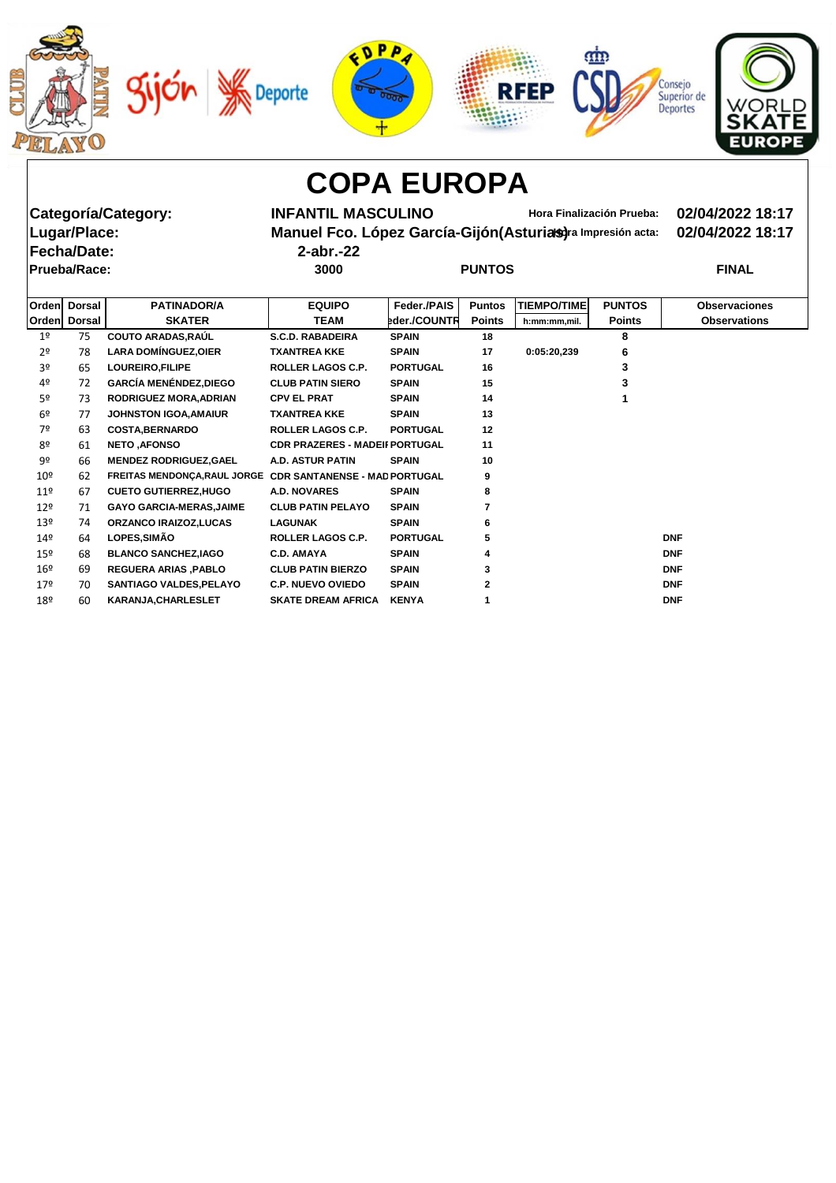# COPA EUROPA

| | | | |
|---|---|---|---|
| **Categoría/Category:** | **INFANTIL MASCULINO** | **Hora Finalización Prueba:** | **02/04/2022 18:17** |
| **Lugar/Place:** | **Manuel Fco. López García-Gijón(Asturias)** | **Hora Impresión acta:** | **02/04/2022 18:17** |
| **Fecha/Date:** | **2-abr.-22** | | |
| **Prueba/Race:** | **3000** | **PUNTOS** | **FINAL** |

| Orden / Orden | Dorsal / Dorsal | PATINADOR/A / SKATER | EQUIPO / TEAM | Feder./PAIS / Feder./COUNTR | Puntos / Points | TIEMPO/TIME / h:mm:mm,mil. | PUNTOS / Points | Observaciones / Observations |
|---|---|---|---|---|---|---|---|---|
| 1º | 75 | COUTO ARADAS,RAÚL | S.C.D. RABADEIRA | SPAIN | 18 | | 8 | |
| 2º | 78 | LARA DOMÍNGUEZ,OIER | TXANTREA KKE | SPAIN | 17 | 0:05:20,239 | 6 | |
| 3º | 65 | LOUREIRO,FILIPE | ROLLER LAGOS C.P. | PORTUGAL | 16 | | 3 | |
| 4º | 72 | GARCÍA MENÉNDEZ,DIEGO | CLUB PATIN SIERO | SPAIN | 15 | | 3 | |
| 5º | 73 | RODRIGUEZ MORA,ADRIAN | CPV EL PRAT | SPAIN | 14 | | 1 | |
| 6º | 77 | JOHNSTON IGOA,AMAIUR | TXANTREA KKE | SPAIN | 13 | | | |
| 7º | 63 | COSTA,BERNARDO | ROLLER LAGOS C.P. | PORTUGAL | 12 | | | |
| 8º | 61 | NETO ,AFONSO | CDR PRAZERES - MADEIR | PORTUGAL | 11 | | | |
| 9º | 66 | MENDEZ RODRIGUEZ,GAEL | A.D. ASTUR PATIN | SPAIN | 10 | | | |
| 10º | 62 | FREITAS MENDONÇA,RAUL JORGE | CDR SANTANENSE - MAD | PORTUGAL | 9 | | | |
| 11º | 67 | CUETO GUTIERREZ,HUGO | A.D. NOVARES | SPAIN | 8 | | | |
| 12º | 71 | GAYO GARCIA-MERAS,JAIME | CLUB PATIN PELAYO | SPAIN | 7 | | | |
| 13º | 74 | ORZANCO IRAIZOZ,LUCAS | LAGUNAK | SPAIN | 6 | | | |
| 14º | 64 | LOPES,SIMÃO | ROLLER LAGOS C.P. | PORTUGAL | 5 | | | DNF |
| 15º | 68 | BLANCO SANCHEZ,IAGO | C.D. AMAYA | SPAIN | 4 | | | DNF |
| 16º | 69 | REGUERA ARIAS ,PABLO | CLUB PATIN BIERZO | SPAIN | 3 | | | DNF |
| 17º | 70 | SANTIAGO VALDES,PELAYO | C.P. NUEVO OVIEDO | SPAIN | 2 | | | DNF |
| 18º | 60 | KARANJA,CHARLESLET | SKATE DREAM AFRICA | KENYA | 1 | | | DNF |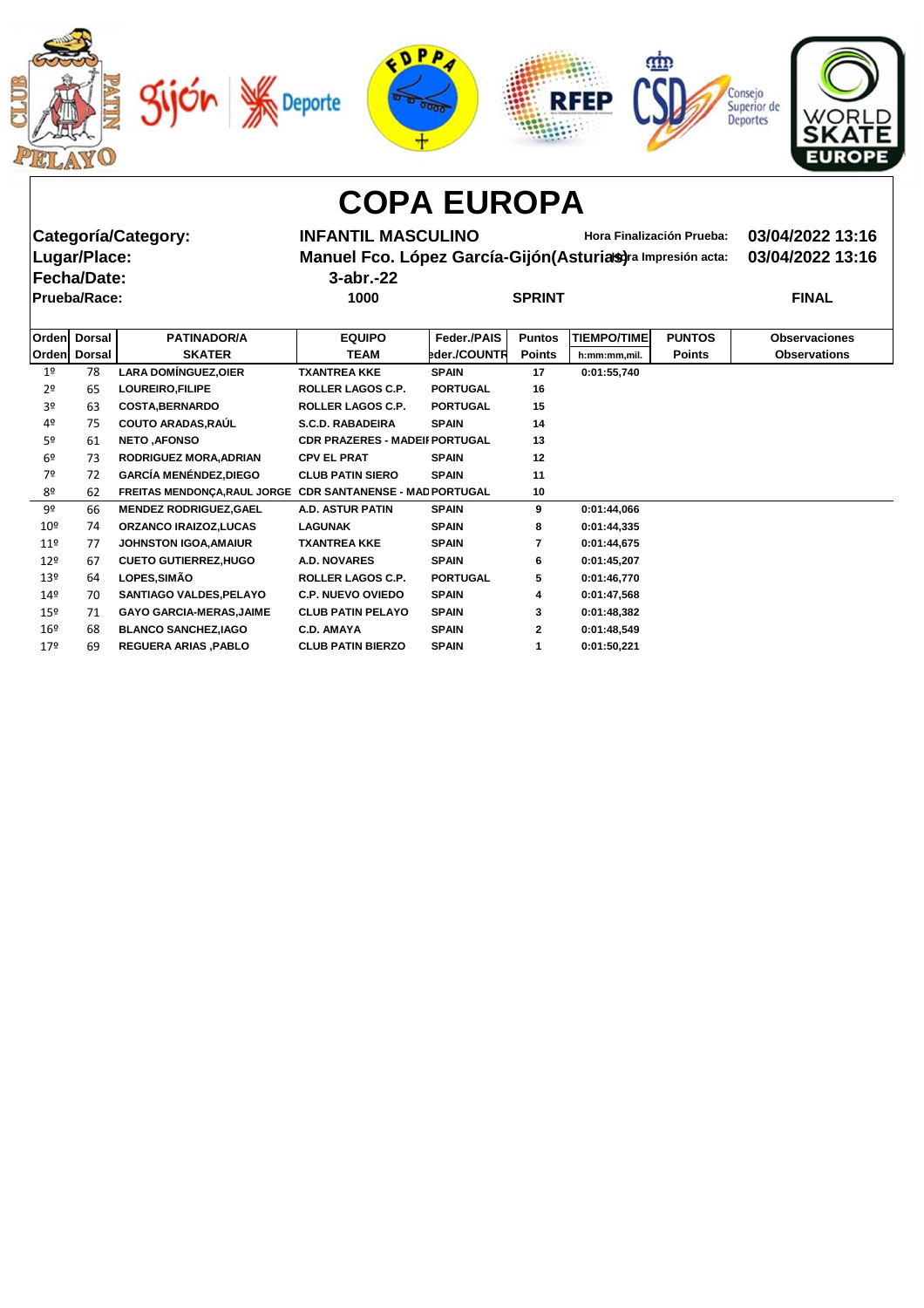# COPA EUROPA

| | | | |
|---|---|---|---|
| **Categoría/Category:** | **INFANTIL MASCULINO** | Hora Finalización Prueba: | **03/04/2022 13:16** |
| **Lugar/Place:** | **Manuel Fco. López García-Gijón(Asturias)** | Hora Impresión acta: | **03/04/2022 13:16** |
| **Fecha/Date:** | **3-abr.-22** | | |
| **Prueba/Race:** | **1000** | **SPRINT** | **FINAL** |

| Orden<br>Orden | Dorsal<br>Dorsal | PATINADOR/A<br>SKATER | EQUIPO<br>TEAM | Feder./PAIS<br>Feder./COUNTR | Puntos<br>Points | TIEMPO/TIME<br>h:mm:mm,mil. | PUNTOS<br>Points | Observaciones<br>Observations |
|---|---|---|---|---|---|---|---|---|
| 1º | 78 | LARA DOMÍNGUEZ,OIER | TXANTREA KKE | SPAIN | 17 | 0:01:55,740 | | |
| 2º | 65 | LOUREIRO,FILIPE | ROLLER LAGOS C.P. | PORTUGAL | 16 | | | |
| 3º | 63 | COSTA,BERNARDO | ROLLER LAGOS C.P. | PORTUGAL | 15 | | | |
| 4º | 75 | COUTO ARADAS,RAÚL | S.C.D. RABADEIRA | SPAIN | 14 | | | |
| 5º | 61 | NETO ,AFONSO | CDR PRAZERES - MADEIF | PORTUGAL | 13 | | | |
| 6º | 73 | RODRIGUEZ MORA,ADRIAN | CPV EL PRAT | SPAIN | 12 | | | |
| 7º | 72 | GARCÍA MENÉNDEZ,DIEGO | CLUB PATIN SIERO | SPAIN | 11 | | | |
| 8º | 62 | FREITAS MENDONÇA,RAUL JORGE | CDR SANTANENSE - MAD | PORTUGAL | 10 | | | |
| 9º | 66 | MENDEZ RODRIGUEZ,GAEL | A.D. ASTUR PATIN | SPAIN | 9 | 0:01:44,066 | | |
| 10º | 74 | ORZANCO IRAIZOZ,LUCAS | LAGUNAK | SPAIN | 8 | 0:01:44,335 | | |
| 11º | 77 | JOHNSTON IGOA,AMAIUR | TXANTREA KKE | SPAIN | 7 | 0:01:44,675 | | |
| 12º | 67 | CUETO GUTIERREZ,HUGO | A.D. NOVARES | SPAIN | 6 | 0:01:45,207 | | |
| 13º | 64 | LOPES,SIMÃO | ROLLER LAGOS C.P. | PORTUGAL | 5 | 0:01:46,770 | | |
| 14º | 70 | SANTIAGO VALDES,PELAYO | C.P. NUEVO OVIEDO | SPAIN | 4 | 0:01:47,568 | | |
| 15º | 71 | GAYO GARCIA-MERAS,JAIME | CLUB PATIN PELAYO | SPAIN | 3 | 0:01:48,382 | | |
| 16º | 68 | BLANCO SANCHEZ,IAGO | C.D. AMAYA | SPAIN | 2 | 0:01:48,549 | | |
| 17º | 69 | REGUERA ARIAS ,PABLO | CLUB PATIN BIERZO | SPAIN | 1 | 0:01:50,221 | | |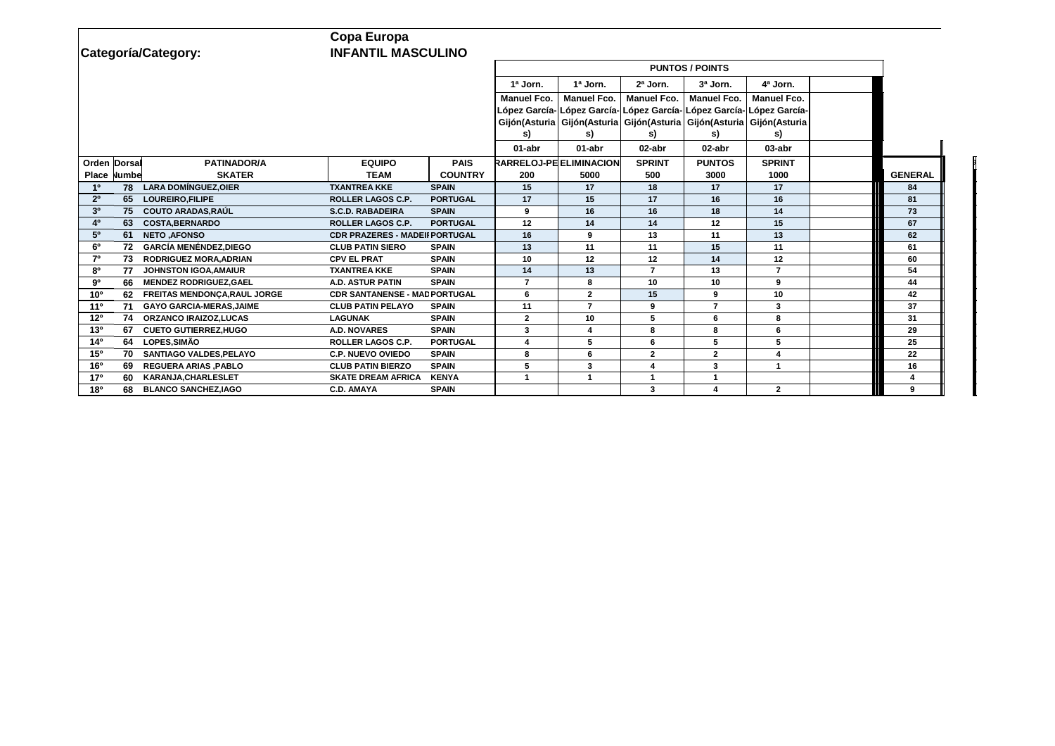# Copa Europa

**Categoría/Category:** **INFANTIL MASCULINO**

| | | | | | PUNTOS / POINTS | | | | | | |
|---|---|---|---|---|---|---|---|---|---|---|---|
| | | | | | 1ª Jorn. | 1ª Jorn. | 2ª Jorn. | 3ª Jorn. | 4ª Jorn. | | |
| | | | | | Manuel Fco. López García-Gijón(Asturias) | Manuel Fco. López García-Gijón(Asturias) | Manuel Fco. López García-Gijón(Asturias) | Manuel Fco. López García-Gijón(Asturias) | Manuel Fco. López García-Gijón(Asturias) | | |
| | | | | | 01-abr | 01-abr | 02-abr | 02-abr | 03-abr | | |
| Orden Place | Dorsal Number | PATINADOR/A SKATER | EQUIPO TEAM | PAIS COUNTRY | RARRELOJ-PE 200 | ELIMINACION 5000 | SPRINT 500 | PUNTOS 3000 | SPRINT 1000 | | GENERAL |
| 1º | 78 | LARA DOMÍNGUEZ,OIER | TXANTREA KKE | SPAIN | 15 | 17 | 18 | 17 | 17 | | 84 |
| 2º | 65 | LOUREIRO,FILIPE | ROLLER LAGOS C.P. | PORTUGAL | 17 | 15 | 17 | 16 | 16 | | 81 |
| 3º | 75 | COUTO ARADAS,RAÚL | S.C.D. RABADEIRA | SPAIN | 9 | 16 | 16 | 18 | 14 | | 73 |
| 4º | 63 | COSTA,BERNARDO | ROLLER LAGOS C.P. | PORTUGAL | 12 | 14 | 14 | 12 | 15 | | 67 |
| 5º | 61 | NETO ,AFONSO | CDR PRAZERES - MADEI | PORTUGAL | 16 | 9 | 13 | 11 | 13 | | 62 |
| 6º | 72 | GARCÍA MENÉNDEZ,DIEGO | CLUB PATIN SIERO | SPAIN | 13 | 11 | 11 | 15 | 11 | | 61 |
| 7º | 73 | RODRIGUEZ MORA,ADRIAN | CPV EL PRAT | SPAIN | 10 | 12 | 12 | 14 | 12 | | 60 |
| 8º | 77 | JOHNSTON IGOA,AMAIUR | TXANTREA KKE | SPAIN | 14 | 13 | 7 | 13 | 7 | | 54 |
| 9º | 66 | MENDEZ RODRIGUEZ,GAEL | A.D. ASTUR PATIN | SPAIN | 7 | 8 | 10 | 10 | 9 | | 44 |
| 10º | 62 | FREITAS MENDONÇA,RAUL JORGE | CDR SANTANENSE - MAD | PORTUGAL | 6 | 2 | 15 | 9 | 10 | | 42 |
| 11º | 71 | GAYO GARCIA-MERAS,JAIME | CLUB PATIN PELAYO | SPAIN | 11 | 7 | 9 | 7 | 3 | | 37 |
| 12º | 74 | ORZANCO IRAIZOZ,LUCAS | LAGUNAK | SPAIN | 2 | 10 | 5 | 6 | 8 | | 31 |
| 13º | 67 | CUETO GUTIERREZ,HUGO | A.D. NOVARES | SPAIN | 3 | 4 | 8 | 8 | 6 | | 29 |
| 14º | 64 | LOPES,SIMÃO | ROLLER LAGOS C.P. | PORTUGAL | 4 | 5 | 6 | 5 | 5 | | 25 |
| 15º | 70 | SANTIAGO VALDES,PELAYO | C.P. NUEVO OVIEDO | SPAIN | 8 | 6 | 2 | 2 | 4 | | 22 |
| 16º | 69 | REGUERA ARIAS ,PABLO | CLUB PATIN BIERZO | SPAIN | 5 | 3 | 4 | 3 | 1 | | 16 |
| 17º | 60 | KARANJA,CHARLESLET | SKATE DREAM AFRICA | KENYA | 1 | 1 | 1 | 1 | | | 4 |
| 18º | 68 | BLANCO SANCHEZ,IAGO | C.D. AMAYA | SPAIN | | | 3 | 4 | 2 | | 9 |